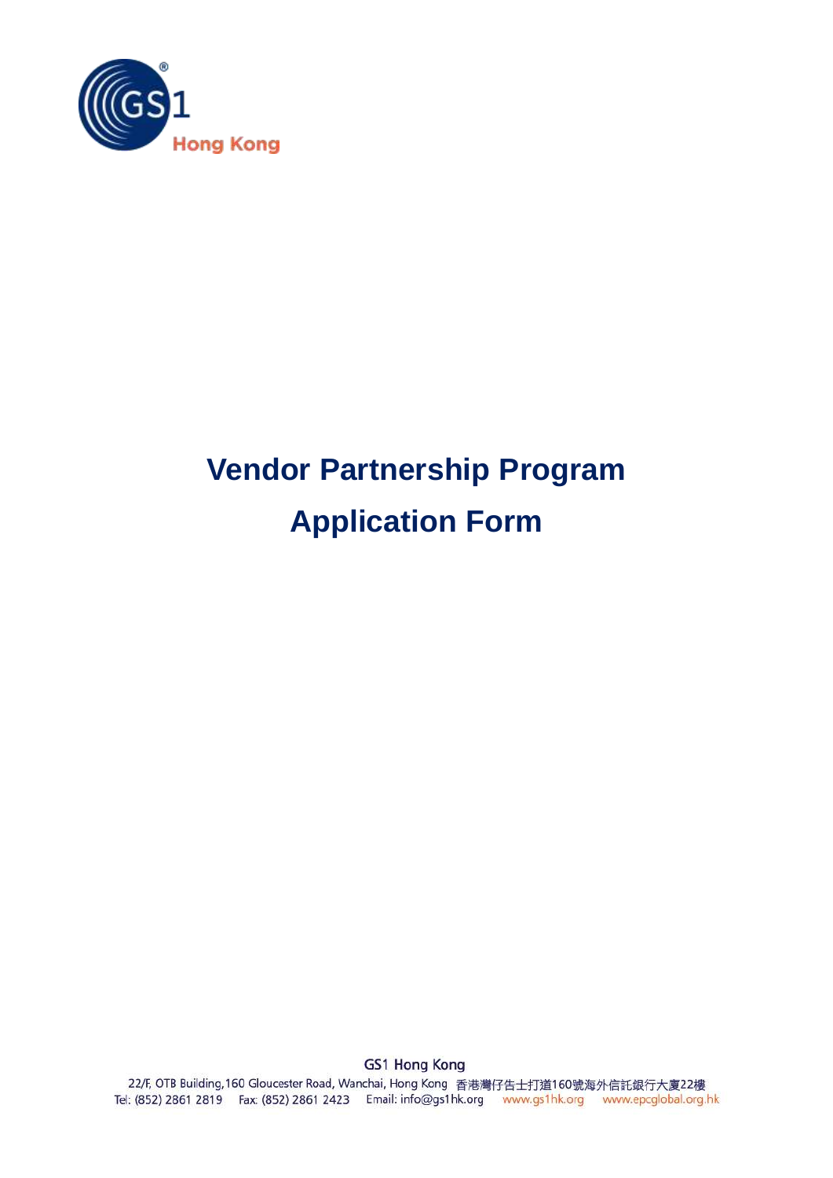# Vendor Partnership Program

# Application Form

GS1 Hong Kong

22/F, OTB Building,160 Gloucester Road, Wanchai, Hong Kong 香港灣仔告士打道160號海外信託銀行大廈22樓

Tel: (852) 2861 2819 Fax: (852) 2861 2423 Email: info@gs1hk.org www.gs1hk.org www.epcglobal.org.hk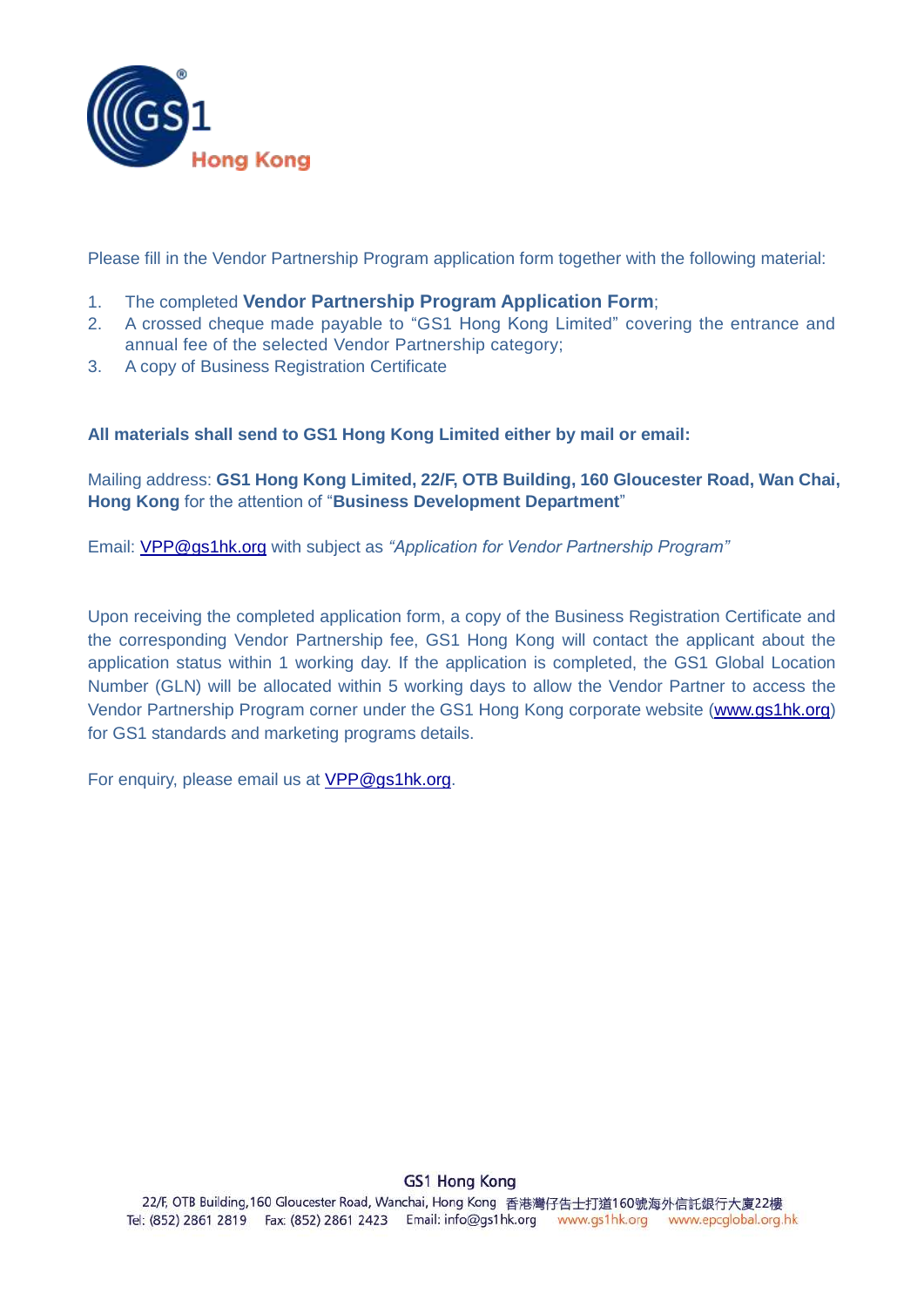Please fill in the Vendor Partnership Program application form together with the following material:

1. The completed **Vendor Partnership Program Application Form**;
2. A crossed cheque made payable to "GS1 Hong Kong Limited" covering the entrance and annual fee of the selected Vendor Partnership category;
3. A copy of Business Registration Certificate

**All materials shall send to GS1 Hong Kong Limited either by mail or email:**

Mailing address: **GS1 Hong Kong Limited, 22/F, OTB Building, 160 Gloucester Road, Wan Chai, Hong Kong** for the attention of "**Business Development Department**"

Email: VPP@gs1hk.org with subject as *"Application for Vendor Partnership Program"*

Upon receiving the completed application form, a copy of the Business Registration Certificate and the corresponding Vendor Partnership fee, GS1 Hong Kong will contact the applicant about the application status within 1 working day. If the application is completed, the GS1 Global Location Number (GLN) will be allocated within 5 working days to allow the Vendor Partner to access the Vendor Partnership Program corner under the GS1 Hong Kong corporate website (www.gs1hk.org) for GS1 standards and marketing programs details.

For enquiry, please email us at VPP@gs1hk.org.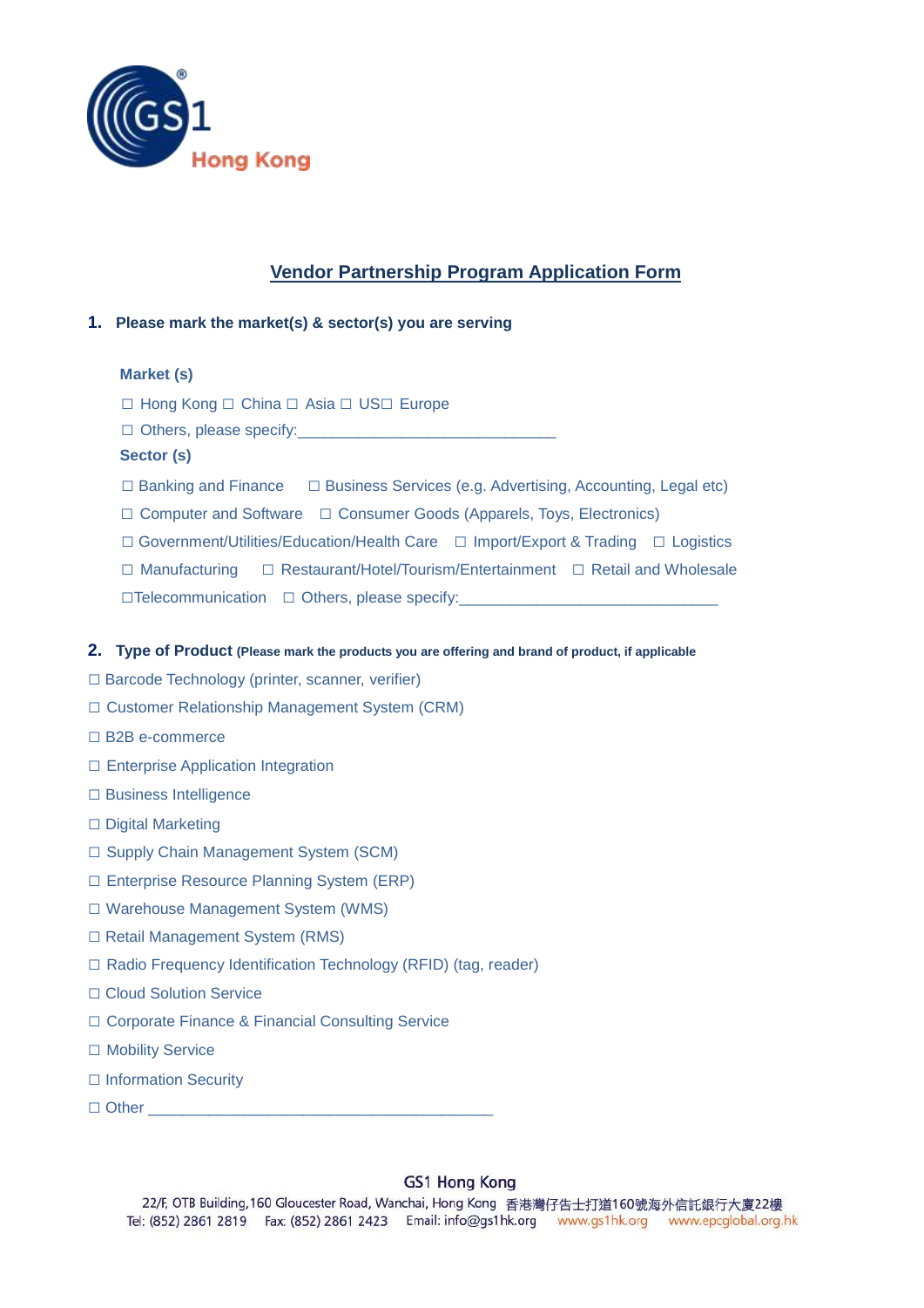## Vendor Partnership Program Application Form

**1. Please mark the market(s) & sector(s) you are serving**

**Market (s)**

☐ Hong Kong ☐ China ☐ Asia ☐ US☐ Europe

☐ Others, please specify:______________________________

**Sector (s)**

☐ Banking and Finance ☐ Business Services (e.g. Advertising, Accounting, Legal etc)

☐ Computer and Software ☐ Consumer Goods (Apparels, Toys, Electronics)

☐ Government/Utilities/Education/Health Care ☐ Import/Export & Trading ☐ Logistics

☐ Manufacturing ☐ Restaurant/Hotel/Tourism/Entertainment ☐ Retail and Wholesale

☐Telecommunication ☐ Others, please specify:______________________________

**2. Type of Product** **(Please mark the products you are offering and brand of product, if applicable**

☐ Barcode Technology (printer, scanner, verifier)

☐ Customer Relationship Management System (CRM)

☐ B2B e-commerce

☐ Enterprise Application Integration

☐ Business Intelligence

☐ Digital Marketing

☐ Supply Chain Management System (SCM)

☐ Enterprise Resource Planning System (ERP)

☐ Warehouse Management System (WMS)

☐ Retail Management System (RMS)

☐ Radio Frequency Identification Technology (RFID) (tag, reader)

☐ Cloud Solution Service

☐ Corporate Finance & Financial Consulting Service

☐ Mobility Service

☐ Information Security

☐ Other ________________________________________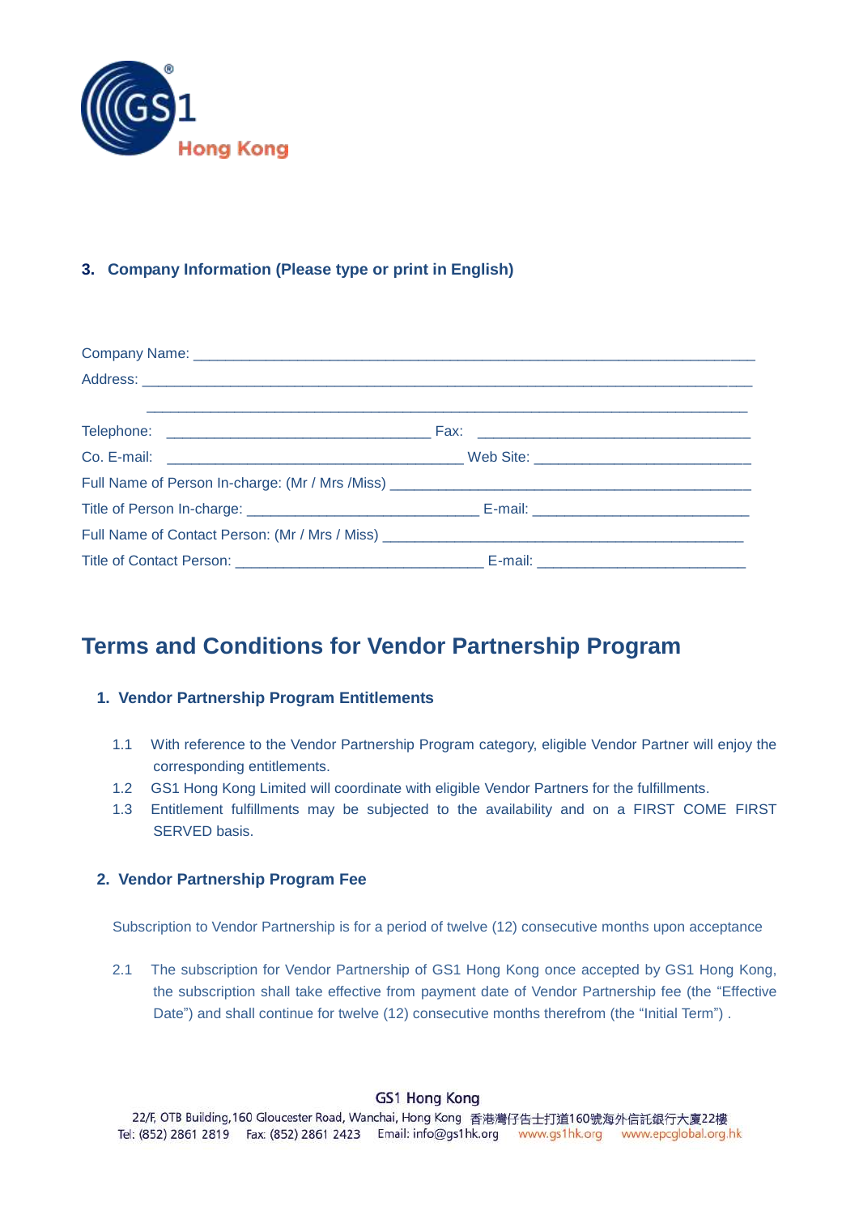### 3. Company Information (Please type or print in English)

Company Name: ______________________________________________________________________

Address: ___________________________________________________________________________

___________________________________________________________________________

Telephone: ________________________________ Fax: ___________________________________

Co. E-mail: ______________________________________ Web Site: ___________________________

Full Name of Person In-charge: (Mr / Mrs /Miss) ______________________________________________

Title of Person In-charge: ____________________________ E-mail: __________________________

Full Name of Contact Person: (Mr / Mrs / Miss) ______________________________________________

Title of Contact Person: ______________________________ E-mail: _________________________

# Terms and Conditions for Vendor Partnership Program

## 1. Vendor Partnership Program Entitlements

1.1 With reference to the Vendor Partnership Program category, eligible Vendor Partner will enjoy the corresponding entitlements.

1.2 GS1 Hong Kong Limited will coordinate with eligible Vendor Partners for the fulfillments.

1.3 Entitlement fulfillments may be subjected to the availability and on a FIRST COME FIRST SERVED basis.

## 2. Vendor Partnership Program Fee

Subscription to Vendor Partnership is for a period of twelve (12) consecutive months upon acceptance

2.1 The subscription for Vendor Partnership of GS1 Hong Kong once accepted by GS1 Hong Kong, the subscription shall take effective from payment date of Vendor Partnership fee (the "Effective Date") and shall continue for twelve (12) consecutive months therefrom (the "Initial Term") .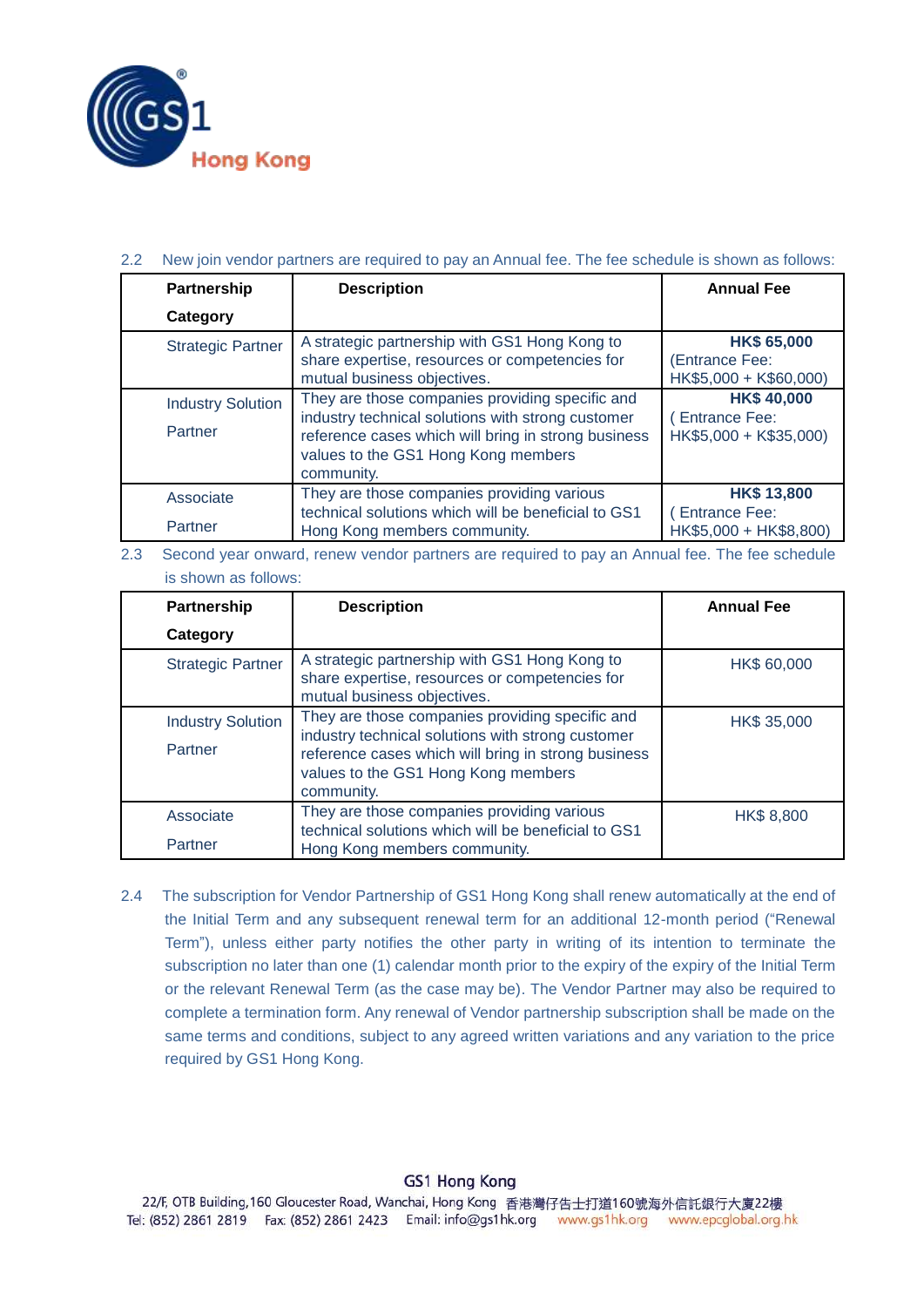2.2 New join vendor partners are required to pay an Annual fee. The fee schedule is shown as follows:

| Partnership Category | Description | Annual Fee |
|---|---|---|
| Strategic Partner | A strategic partnership with GS1 Hong Kong to share expertise, resources or competencies for mutual business objectives. | **HK$ 65,000** (Entrance Fee: HK$5,000 + K$60,000) |
| Industry Solution Partner | They are those companies providing specific and industry technical solutions with strong customer reference cases which will bring in strong business values to the GS1 Hong Kong members community. | **HK$ 40,000** ( Entrance Fee: HK$5,000 + K$35,000) |
| Associate Partner | They are those companies providing various technical solutions which will be beneficial to GS1 Hong Kong members community. | **HK$ 13,800** ( Entrance Fee: HK$5,000 + HK$8,800) |

2.3 Second year onward, renew vendor partners are required to pay an Annual fee. The fee schedule is shown as follows:

| Partnership Category | Description | Annual Fee |
|---|---|---|
| Strategic Partner | A strategic partnership with GS1 Hong Kong to share expertise, resources or competencies for mutual business objectives. | HK$ 60,000 |
| Industry Solution Partner | They are those companies providing specific and industry technical solutions with strong customer reference cases which will bring in strong business values to the GS1 Hong Kong members community. | HK$ 35,000 |
| Associate Partner | They are those companies providing various technical solutions which will be beneficial to GS1 Hong Kong members community. | HK$ 8,800 |

2.4 The subscription for Vendor Partnership of GS1 Hong Kong shall renew automatically at the end of the Initial Term and any subsequent renewal term for an additional 12-month period ("Renewal Term"), unless either party notifies the other party in writing of its intention to terminate the subscription no later than one (1) calendar month prior to the expiry of the expiry of the Initial Term or the relevant Renewal Term (as the case may be). The Vendor Partner may also be required to complete a termination form. Any renewal of Vendor partnership subscription shall be made on the same terms and conditions, subject to any agreed written variations and any variation to the price required by GS1 Hong Kong.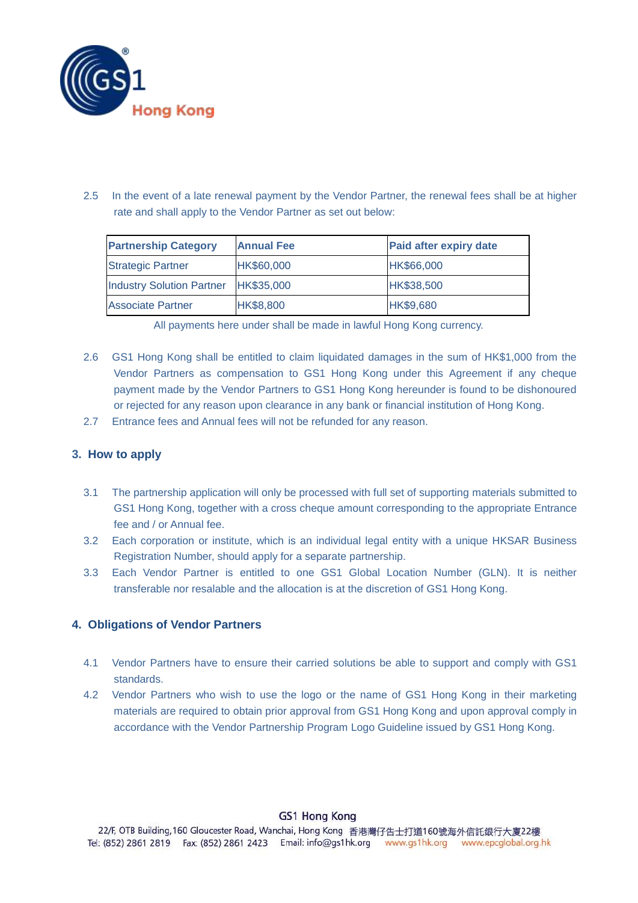2.5 In the event of a late renewal payment by the Vendor Partner, the renewal fees shall be at higher rate and shall apply to the Vendor Partner as set out below:

| Partnership Category | Annual Fee | Paid after expiry date |
|---|---|---|
| Strategic Partner | HK$60,000 | HK$66,000 |
| Industry Solution Partner | HK$35,000 | HK$38,500 |
| Associate Partner | HK$8,800 | HK$9,680 |

All payments here under shall be made in lawful Hong Kong currency.

2.6 GS1 Hong Kong shall be entitled to claim liquidated damages in the sum of HK$1,000 from the Vendor Partners as compensation to GS1 Hong Kong under this Agreement if any cheque payment made by the Vendor Partners to GS1 Hong Kong hereunder is found to be dishonoured or rejected for any reason upon clearance in any bank or financial institution of Hong Kong.

2.7 Entrance fees and Annual fees will not be refunded for any reason.

## 3. How to apply

3.1 The partnership application will only be processed with full set of supporting materials submitted to GS1 Hong Kong, together with a cross cheque amount corresponding to the appropriate Entrance fee and / or Annual fee.

3.2 Each corporation or institute, which is an individual legal entity with a unique HKSAR Business Registration Number, should apply for a separate partnership.

3.3 Each Vendor Partner is entitled to one GS1 Global Location Number (GLN). It is neither transferable nor resalable and the allocation is at the discretion of GS1 Hong Kong.

## 4. Obligations of Vendor Partners

4.1 Vendor Partners have to ensure their carried solutions be able to support and comply with GS1 standards.

4.2 Vendor Partners who wish to use the logo or the name of GS1 Hong Kong in their marketing materials are required to obtain prior approval from GS1 Hong Kong and upon approval comply in accordance with the Vendor Partnership Program Logo Guideline issued by GS1 Hong Kong.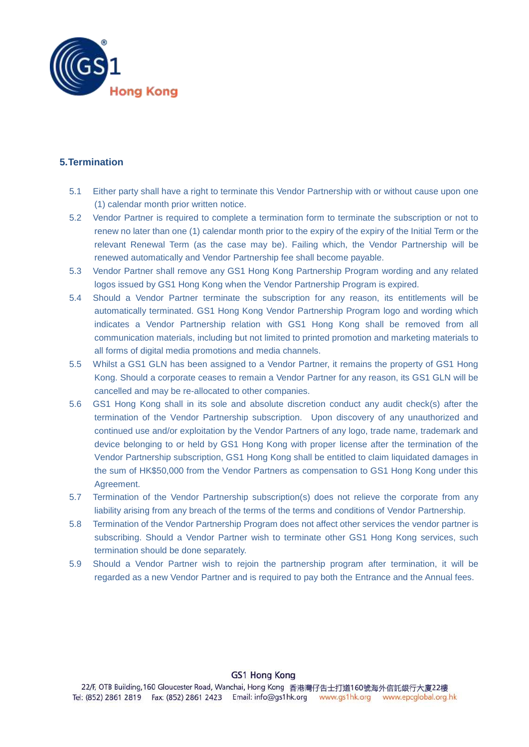## 5.Termination

5.1 Either party shall have a right to terminate this Vendor Partnership with or without cause upon one (1) calendar month prior written notice.

5.2 Vendor Partner is required to complete a termination form to terminate the subscription or not to renew no later than one (1) calendar month prior to the expiry of the expiry of the Initial Term or the relevant Renewal Term (as the case may be). Failing which, the Vendor Partnership will be renewed automatically and Vendor Partnership fee shall become payable.

5.3 Vendor Partner shall remove any GS1 Hong Kong Partnership Program wording and any related logos issued by GS1 Hong Kong when the Vendor Partnership Program is expired.

5.4 Should a Vendor Partner terminate the subscription for any reason, its entitlements will be automatically terminated. GS1 Hong Kong Vendor Partnership Program logo and wording which indicates a Vendor Partnership relation with GS1 Hong Kong shall be removed from all communication materials, including but not limited to printed promotion and marketing materials to all forms of digital media promotions and media channels.

5.5 Whilst a GS1 GLN has been assigned to a Vendor Partner, it remains the property of GS1 Hong Kong. Should a corporate ceases to remain a Vendor Partner for any reason, its GS1 GLN will be cancelled and may be re-allocated to other companies.

5.6 GS1 Hong Kong shall in its sole and absolute discretion conduct any audit check(s) after the termination of the Vendor Partnership subscription. Upon discovery of any unauthorized and continued use and/or exploitation by the Vendor Partners of any logo, trade name, trademark and device belonging to or held by GS1 Hong Kong with proper license after the termination of the Vendor Partnership subscription, GS1 Hong Kong shall be entitled to claim liquidated damages in the sum of HK$50,000 from the Vendor Partners as compensation to GS1 Hong Kong under this Agreement.

5.7 Termination of the Vendor Partnership subscription(s) does not relieve the corporate from any liability arising from any breach of the terms of the terms and conditions of Vendor Partnership.

5.8 Termination of the Vendor Partnership Program does not affect other services the vendor partner is subscribing. Should a Vendor Partner wish to terminate other GS1 Hong Kong services, such termination should be done separately.

5.9 Should a Vendor Partner wish to rejoin the partnership program after termination, it will be regarded as a new Vendor Partner and is required to pay both the Entrance and the Annual fees.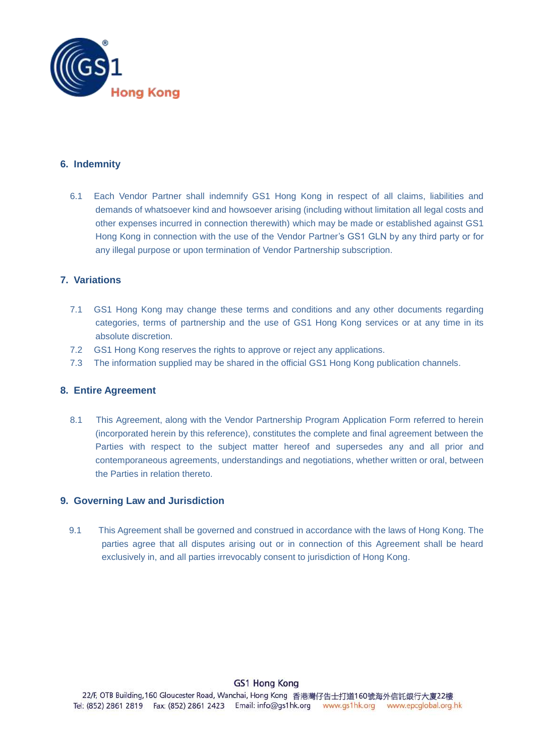## 6. Indemnity

6.1 Each Vendor Partner shall indemnify GS1 Hong Kong in respect of all claims, liabilities and demands of whatsoever kind and howsoever arising (including without limitation all legal costs and other expenses incurred in connection therewith) which may be made or established against GS1 Hong Kong in connection with the use of the Vendor Partner's GS1 GLN by any third party or for any illegal purpose or upon termination of Vendor Partnership subscription.

## 7. Variations

7.1 GS1 Hong Kong may change these terms and conditions and any other documents regarding categories, terms of partnership and the use of GS1 Hong Kong services or at any time in its absolute discretion.

7.2 GS1 Hong Kong reserves the rights to approve or reject any applications.

7.3 The information supplied may be shared in the official GS1 Hong Kong publication channels.

## 8. Entire Agreement

8.1 This Agreement, along with the Vendor Partnership Program Application Form referred to herein (incorporated herein by this reference), constitutes the complete and final agreement between the Parties with respect to the subject matter hereof and supersedes any and all prior and contemporaneous agreements, understandings and negotiations, whether written or oral, between the Parties in relation thereto.

## 9. Governing Law and Jurisdiction

9.1 This Agreement shall be governed and construed in accordance with the laws of Hong Kong. The parties agree that all disputes arising out or in connection of this Agreement shall be heard exclusively in, and all parties irrevocably consent to jurisdiction of Hong Kong.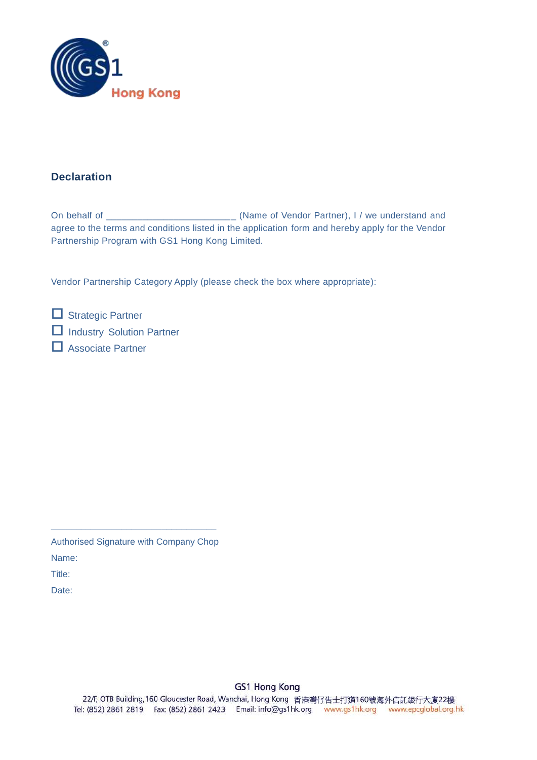## Declaration

On behalf of ________________________ (Name of Vendor Partner), I / we understand and agree to the terms and conditions listed in the application form and hereby apply for the Vendor Partnership Program with GS1 Hong Kong Limited.

Vendor Partnership Category Apply (please check the box where appropriate):

- ☐ Strategic Partner
- ☐ Industry Solution Partner
- ☐ Associate Partner

________________________________

Authorised Signature with Company Chop

Name:

Title:

Date:

GS1 Hong Kong

22/F, OTB Building,160 Gloucester Road, Wanchai, Hong Kong 香港灣仔告士打道160號海外信託銀行大廈22樓

Tel: (852) 2861 2819 Fax: (852) 2861 2423 Email: info@gs1hk.org www.gs1hk.org www.epcglobal.org.hk